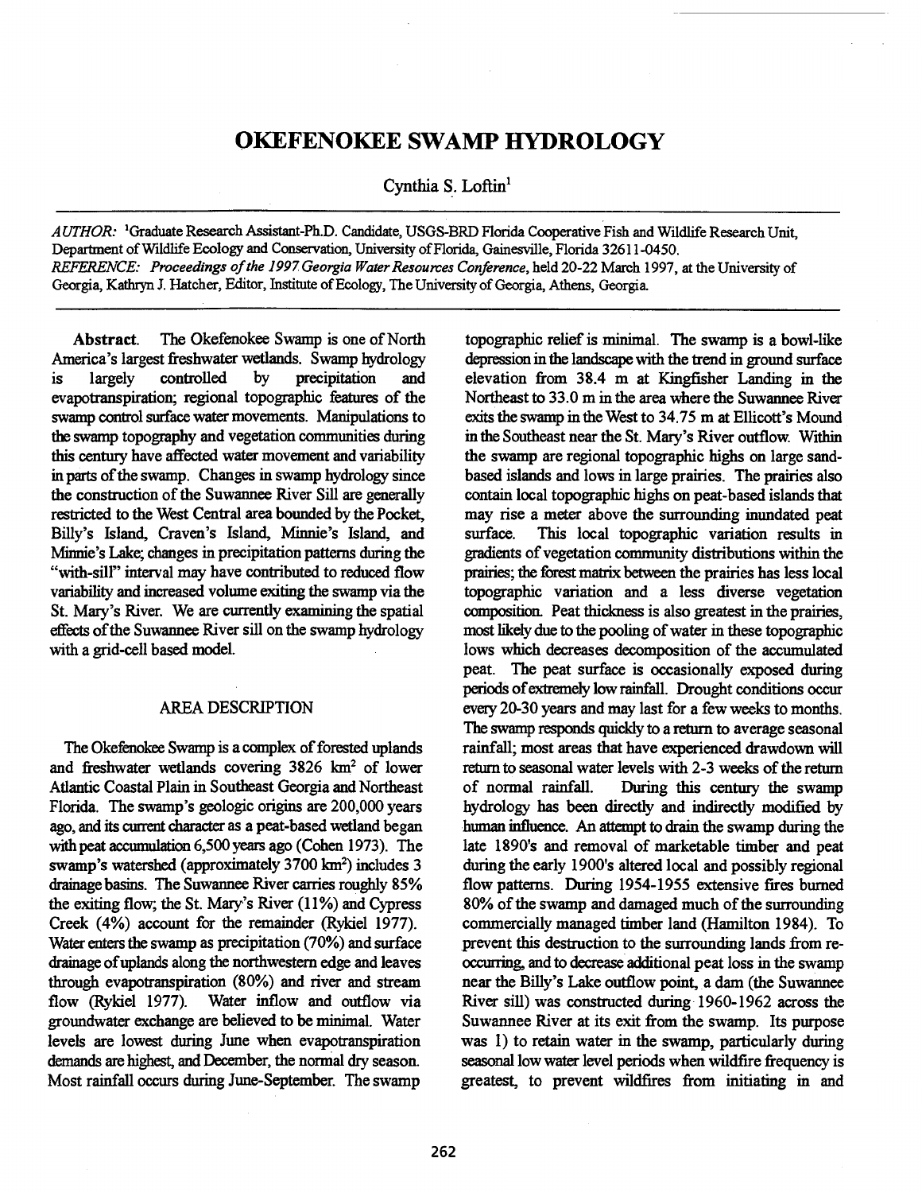# OKEFENOKEE SWAMP HYDROLOGY

Cynthia S. Loftin[1]

*AUTHOR:* [1]Graduate Research Assistant-Ph.D. Candidate, USGS-BRD Florida Cooperative Fish and Wildlife Research Unit, Department of Wildlife Ecology and Conservation, University of Florida, Gainesville, Florida 32611-0450.
*REFERENCE:* *Proceedings of the 1997 Georgia Water Resources Conference*, held 20-22 March 1997, at the University of Georgia, Kathryn J. Hatcher, Editor, Institute of Ecology, The University of Georgia, Athens, Georgia.

**Abstract.** The Okefenokee Swamp is one of North America's largest freshwater wetlands. Swamp hydrology is largely controlled by precipitation and evapotranspiration; regional topographic features of the swamp control surface water movements. Manipulations to the swamp topography and vegetation communities during this century have affected water movement and variability in parts of the swamp. Changes in swamp hydrology since the construction of the Suwannee River Sill are generally restricted to the West Central area bounded by the Pocket, Billy's Island, Craven's Island, Minnie's Island, and Minnie's Lake; changes in precipitation patterns during the "with-sill" interval may have contributed to reduced flow variability and increased volume exiting the swamp via the St. Mary's River. We are currently examining the spatial effects of the Suwannee River sill on the swamp hydrology with a grid-cell based model.

## AREA DESCRIPTION

The Okefenokee Swamp is a complex of forested uplands and freshwater wetlands covering 3826 $km^2$ of lower Atlantic Coastal Plain in Southeast Georgia and Northeast Florida. The swamp's geologic origins are 200,000 years ago, and its current character as a peat-based wetland began with peat accumulation 6,500 years ago (Cohen 1973). The swamp's watershed (approximately 3700 $km^2$) includes 3 drainage basins. The Suwannee River carries roughly 85% the exiting flow; the St. Mary's River (11%) and Cypress Creek (4%) account for the remainder (Rykiel 1977). Water enters the swamp as precipitation (70%) and surface drainage of uplands along the northwestern edge and leaves through evapotranspiration (80%) and river and stream flow (Rykiel 1977). Water inflow and outflow via groundwater exchange are believed to be minimal. Water levels are lowest during June when evapotranspiration demands are highest, and December, the normal dry season. Most rainfall occurs during June-September. The swamp topographic relief is minimal. The swamp is a bowl-like depression in the landscape with the trend in ground surface elevation from 38.4 m at Kingfisher Landing in the Northeast to 33.0 m in the area where the Suwannee River exits the swamp in the West to 34.75 m at Ellicott's Mound in the Southeast near the St. Mary's River outflow. Within the swamp are regional topographic highs on large sand-based islands and lows in large prairies. The prairies also contain local topographic highs on peat-based islands that may rise a meter above the surrounding inundated peat surface. This local topographic variation results in gradients of vegetation community distributions within the prairies; the forest matrix between the prairies has less local topographic variation and a less diverse vegetation composition. Peat thickness is also greatest in the prairies, most likely due to the pooling of water in these topographic lows which decreases decomposition of the accumulated peat. The peat surface is occasionally exposed during periods of extremely low rainfall. Drought conditions occur every 20-30 years and may last for a few weeks to months. The swamp responds quickly to a return to average seasonal rainfall; most areas that have experienced drawdown will return to seasonal water levels with 2-3 weeks of the return of normal rainfall. During this century the swamp hydrology has been directly and indirectly modified by human influence. An attempt to drain the swamp during the late 1890's and removal of marketable timber and peat during the early 1900's altered local and possibly regional flow patterns. During 1954-1955 extensive fires burned 80% of the swamp and damaged much of the surrounding commercially managed timber land (Hamilton 1984). To prevent this destruction to the surrounding lands from re-occurring, and to decrease additional peat loss in the swamp near the Billy's Lake outflow point, a dam (the Suwannee River sill) was constructed during 1960-1962 across the Suwannee River at its exit from the swamp. Its purpose was 1) to retain water in the swamp, particularly during seasonal low water level periods when wildfire frequency is greatest, to prevent wildfires from initiating in and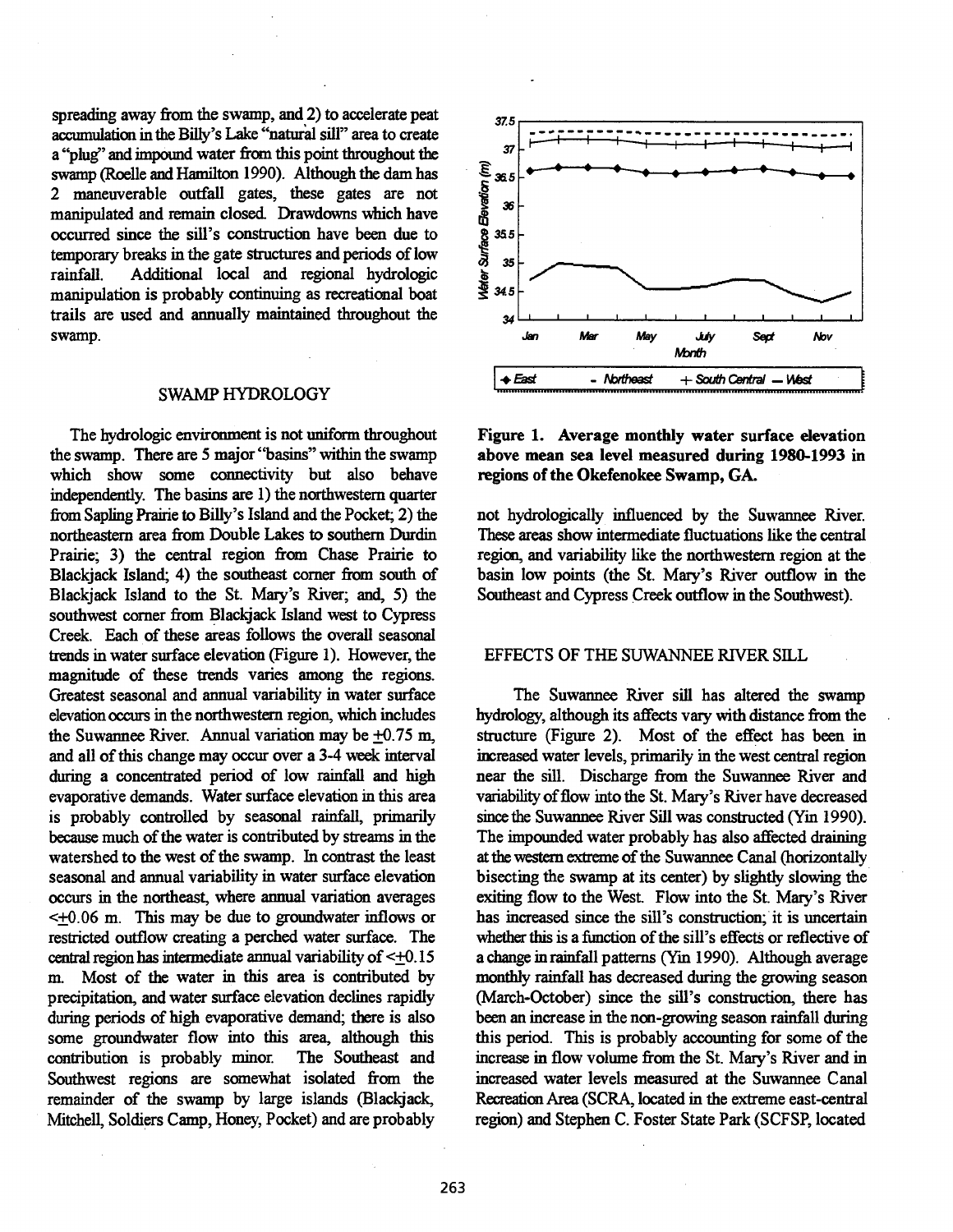spreading away from the swamp, and 2) to accelerate peat accumulation in the Billy's Lake "natural sill" area to create a "plug" and impound water from this point throughout the swamp (Roelle and Hamilton 1990). Although the dam has 2 maneuverable outfall gates, these gates are not manipulated and remain closed. Drawdowns which have occurred since the sill's construction have been due to temporary breaks in the gate structures and periods of low rainfall. Additional local and regional hydrologic manipulation is probably continuing as recreational boat trails are used and annually maintained throughout the swamp.

## SWAMP HYDROLOGY

The hydrologic environment is not uniform throughout the swamp. There are 5 major "basins" within the swamp which show some connectivity but also behave independently. The basins are 1) the northwestern quarter from Sapling Prairie to Billy's Island and the Pocket; 2) the northeastern area from Double Lakes to southern Durdin Prairie; 3) the central region from Chase Prairie to Blackjack Island; 4) the southeast corner from south of Blackjack Island to the St. Mary's River; and, 5) the southwest corner from Blackjack Island west to Cypress Creek. Each of these areas follows the overall seasonal trends in water surface elevation (Figure 1). However, the magnitude of these trends varies among the regions. Greatest seasonal and annual variability in water surface elevation occurs in the northwestern region, which includes the Suwannee River. Annual variation may be ±0.75 m, and all of this change may occur over a 3-4 week interval during a concentrated period of low rainfall and high evaporative demands. Water surface elevation in this area is probably controlled by seasonal rainfall, primarily because much of the water is contributed by streams in the watershed to the west of the swamp. In contrast the least seasonal and annual variability in water surface elevation occurs in the northeast, where annual variation averages <±0.06 m. This may be due to groundwater inflows or restricted outflow creating a perched water surface. The central region has intermediate annual variability of <±0.15 m. Most of the water in this area is contributed by precipitation, and water surface elevation declines rapidly during periods of high evaporative demand; there is also some groundwater flow into this area, although this contribution is probably minor. The Southeast and Southwest regions are somewhat isolated from the remainder of the swamp by large islands (Blackjack, Mitchell, Soldiers Camp, Honey, Pocket) and are probably not hydrologically influenced by the Suwannee River. These areas show intermediate fluctuations like the central region, and variability like the northwestern region at the basin low points (the St. Mary's River outflow in the Southeast and Cypress Creek outflow in the Southwest).

**Figure 1. Average monthly water surface elevation above mean sea level measured during 1980-1993 in regions of the Okefenokee Swamp, GA.**

## EFFECTS OF THE SUWANNEE RIVER SILL

The Suwannee River sill has altered the swamp hydrology, although its affects vary with distance from the structure (Figure 2). Most of the effect has been in increased water levels, primarily in the west central region near the sill. Discharge from the Suwannee River and variability of flow into the St. Mary's River have decreased since the Suwannee River Sill was constructed (Yin 1990). The impounded water probably has also affected draining at the western extreme of the Suwannee Canal (horizontally bisecting the swamp at its center) by slightly slowing the exiting flow to the West. Flow into the St. Mary's River has increased since the sill's construction; it is uncertain whether this is a function of the sill's effects or reflective of a change in rainfall patterns (Yin 1990). Although average monthly rainfall has decreased during the growing season (March-October) since the sill's construction, there has been an increase in the non-growing season rainfall during this period. This is probably accounting for some of the increase in flow volume from the St. Mary's River and in increased water levels measured at the Suwannee Canal Recreation Area (SCRA, located in the extreme east-central region) and Stephen C. Foster State Park (SCFSP, located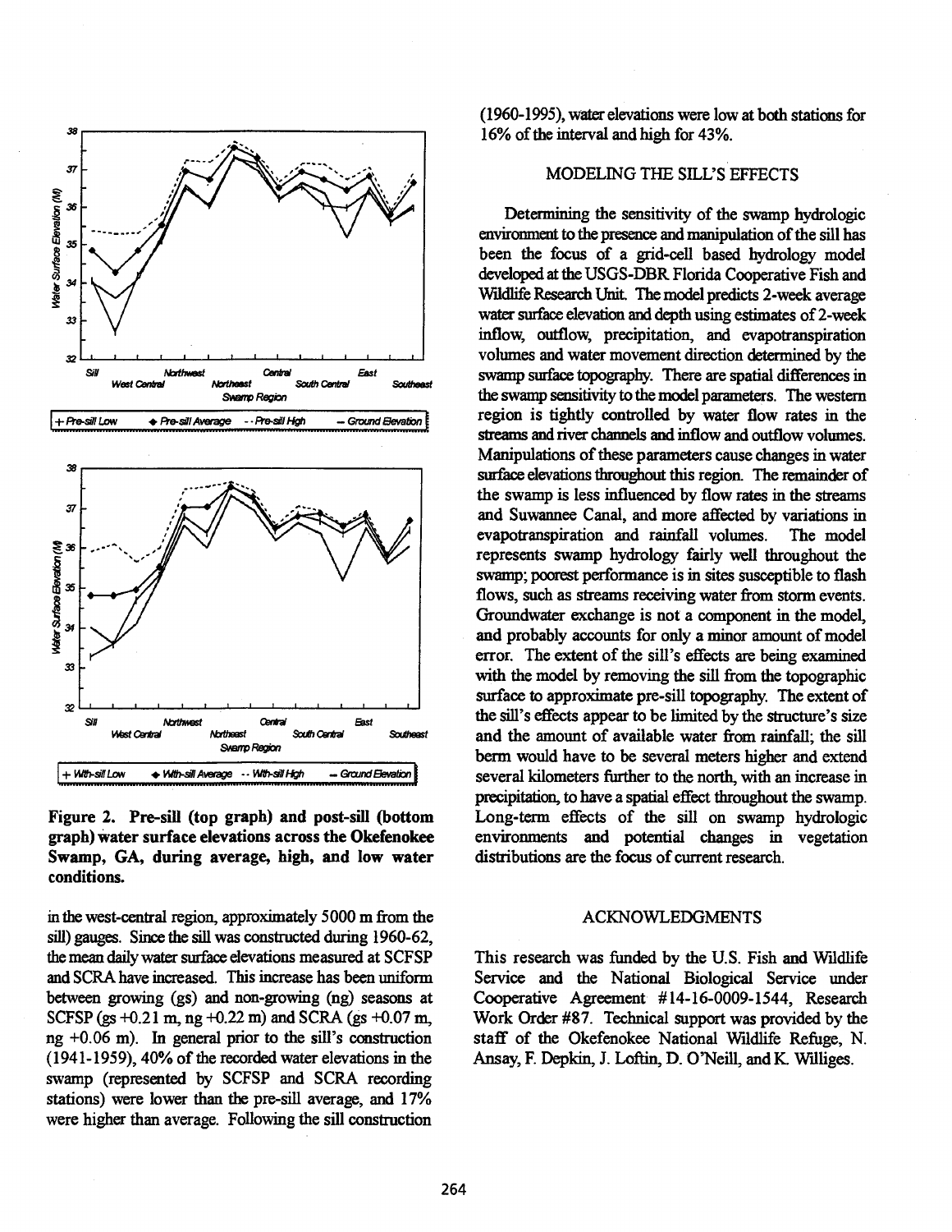Figure 2. Pre-sill (top graph) and post-sill (bottom graph) water surface elevations across the Okefenokee Swamp, GA, during average, high, and low water conditions.

in the west-central region, approximately 5000 m from the sill) gauges. Since the sill was constructed during 1960-62, the mean daily water surface elevations measured at SCFSP and SCRA have increased. This increase has been uniform between growing (gs) and non-growing (ng) seasons at SCFSP (gs +0.21 m, ng +0.22 m) and SCRA (gs +0.07 m, ng +0.06 m). In general prior to the sill's construction (1941-1959), 40% of the recorded water elevations in the swamp (represented by SCFSP and SCRA recording stations) were lower than the pre-sill average, and 17% were higher than average. Following the sill construction (1960-1995), water elevations were low at both stations for 16% of the interval and high for 43%.

## MODELING THE SILL'S EFFECTS

Determining the sensitivity of the swamp hydrologic environment to the presence and manipulation of the sill has been the focus of a grid-cell based hydrology model developed at the USGS-DBR Florida Cooperative Fish and Wildlife Research Unit. The model predicts 2-week average water surface elevation and depth using estimates of 2-week inflow, outflow, precipitation, and evapotranspiration volumes and water movement direction determined by the swamp surface topography. There are spatial differences in the swamp sensitivity to the model parameters. The western region is tightly controlled by water flow rates in the streams and river channels and inflow and outflow volumes. Manipulations of these parameters cause changes in water surface elevations throughout this region. The remainder of the swamp is less influenced by flow rates in the streams and Suwannee Canal, and more affected by variations in evapotranspiration and rainfall volumes. The model represents swamp hydrology fairly well throughout the swamp; poorest performance is in sites susceptible to flash flows, such as streams receiving water from storm events. Groundwater exchange is not a component in the model, and probably accounts for only a minor amount of model error. The extent of the sill's effects are being examined with the model by removing the sill from the topographic surface to approximate pre-sill topography. The extent of the sill's effects appear to be limited by the structure's size and the amount of available water from rainfall; the sill berm would have to be several meters higher and extend several kilometers further to the north, with an increase in precipitation, to have a spatial effect throughout the swamp. Long-term effects of the sill on swamp hydrologic environments and potential changes in vegetation distributions are the focus of current research.

## ACKNOWLEDGMENTS

This research was funded by the U.S. Fish and Wildlife Service and the National Biological Service under Cooperative Agreement #14-16-0009-1544, Research Work Order #87. Technical support was provided by the staff of the Okefenokee National Wildlife Refuge, N. Ansay, F. Depkin, J. Loftin, D. O'Neill, and K. Williges.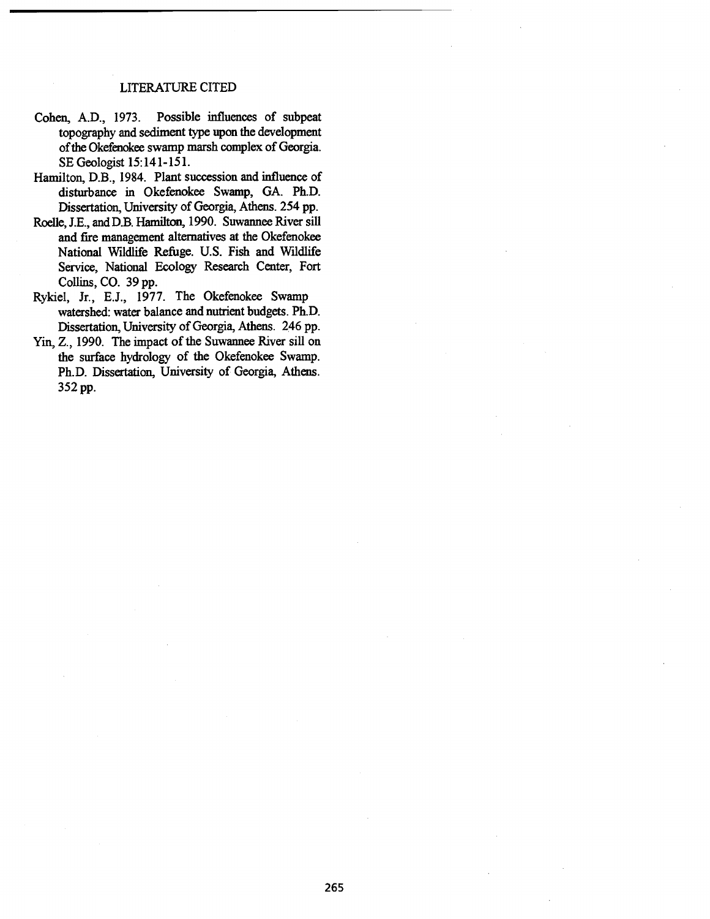## LITERATURE CITED

Cohen, A.D., 1973. Possible influences of subpeat topography and sediment type upon the development of the Okefenokee swamp marsh complex of Georgia. SE Geologist 15:141-151.

Hamilton, D.B., 1984. Plant succession and influence of disturbance in Okefenokee Swamp, GA. Ph.D. Dissertation, University of Georgia, Athens. 254 pp.

Roelle, J.E., and D.B. Hamilton, 1990. Suwannee River sill and fire management alternatives at the Okefenokee National Wildlife Refuge. U.S. Fish and Wildlife Service, National Ecology Research Center, Fort Collins, CO. 39 pp.

Rykiel, Jr., E.J., 1977. The Okefenokee Swamp watershed: water balance and nutrient budgets. Ph.D. Dissertation, University of Georgia, Athens. 246 pp.

Yin, Z., 1990. The impact of the Suwannee River sill on the surface hydrology of the Okefenokee Swamp. Ph.D. Dissertation, University of Georgia, Athens. 352 pp.